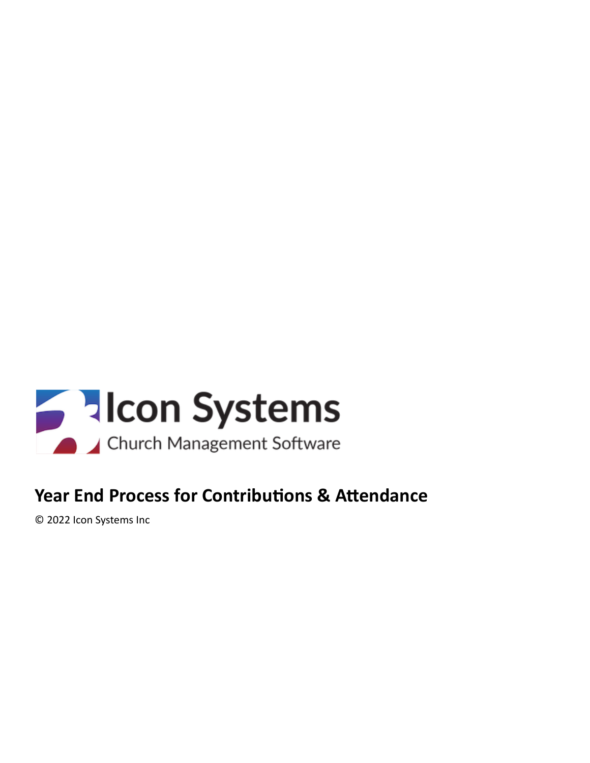Icon Systems

Church Management Software

# Year End Process for Contributions & Attendance

© 2022 Icon Systems Inc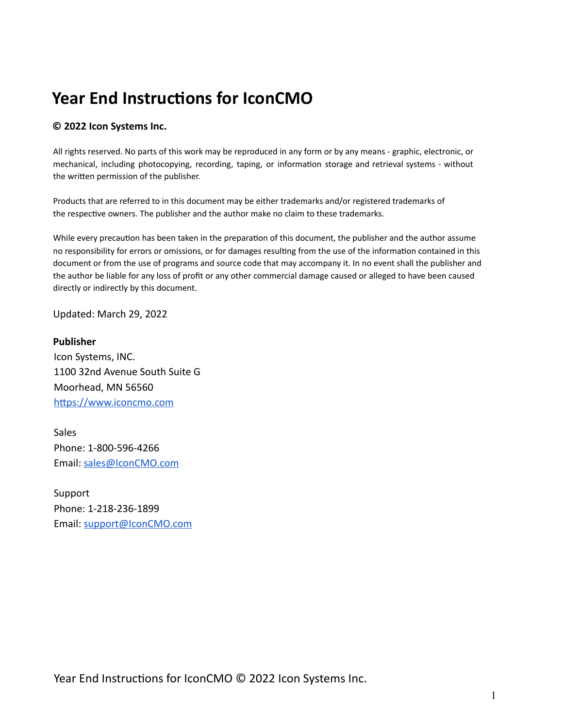# Year End Instructions for IconCMO

**© 2022 Icon Systems Inc.**

All rights reserved. No parts of this work may be reproduced in any form or by any means - graphic, electronic, or mechanical, including photocopying, recording, taping, or information storage and retrieval systems - without the written permission of the publisher.

Products that are referred to in this document may be either trademarks and/or registered trademarks of the respective owners. The publisher and the author make no claim to these trademarks.

While every precaution has been taken in the preparation of this document, the publisher and the author assume no responsibility for errors or omissions, or for damages resulting from the use of the information contained in this document or from the use of programs and source code that may accompany it. In no event shall the publisher and the author be liable for any loss of profit or any other commercial damage caused or alleged to have been caused directly or indirectly by this document.

Updated: March 29, 2022

**Publisher**
Icon Systems, INC.
1100 32nd Avenue South Suite G
Moorhead, MN 56560
https://www.iconcmo.com

Sales
Phone: 1-800-596-4266
Email: sales@IconCMO.com

Support
Phone: 1-218-236-1899
Email: support@IconCMO.com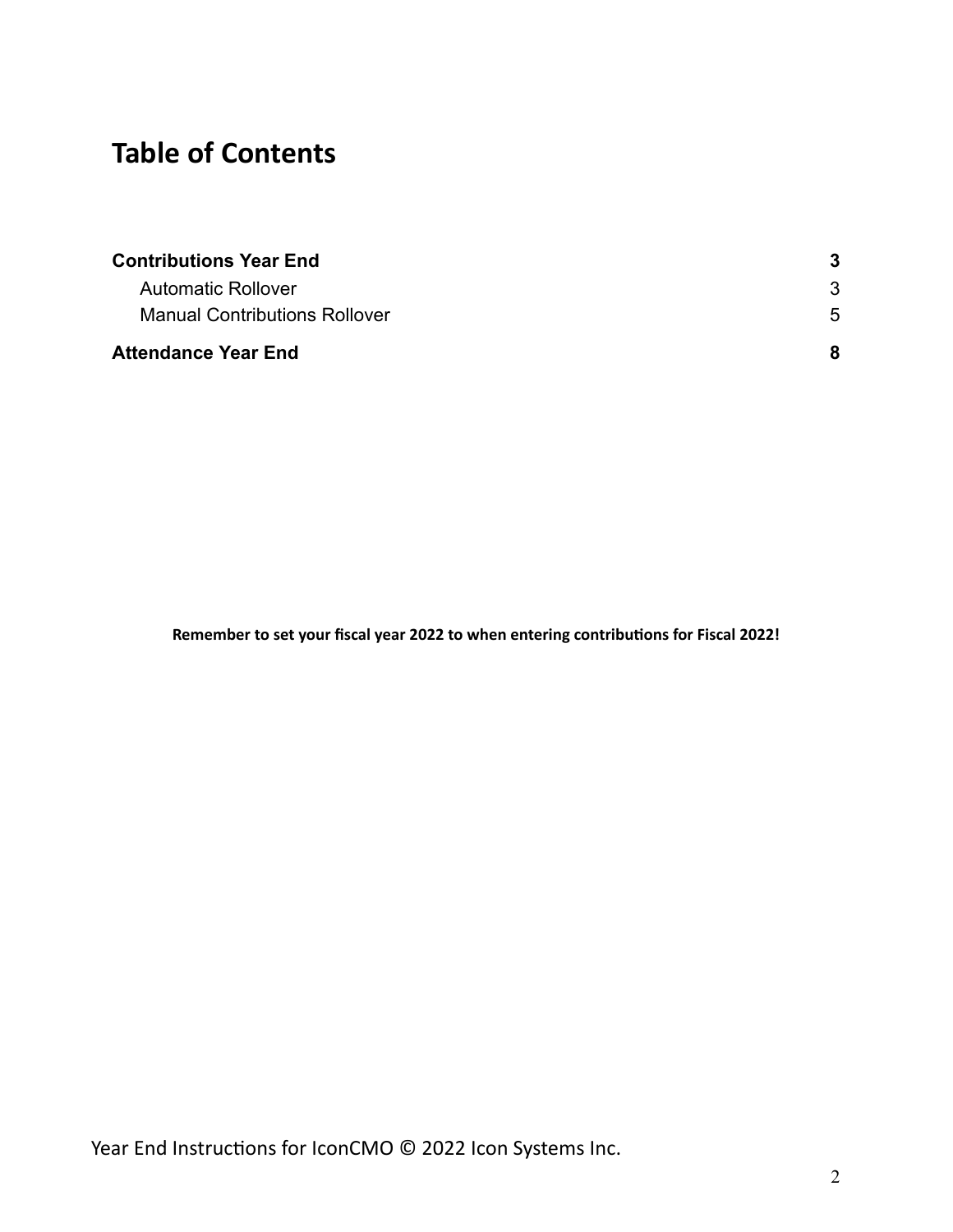# Table of Contents

| | |
|---|---|
| **Contributions Year End** | **3** |
| Automatic Rollover | 3 |
| Manual Contributions Rollover | 5 |
| **Attendance Year End** | **8** |

**Remember to set your fiscal year 2022 to when entering contributions for Fiscal 2022!**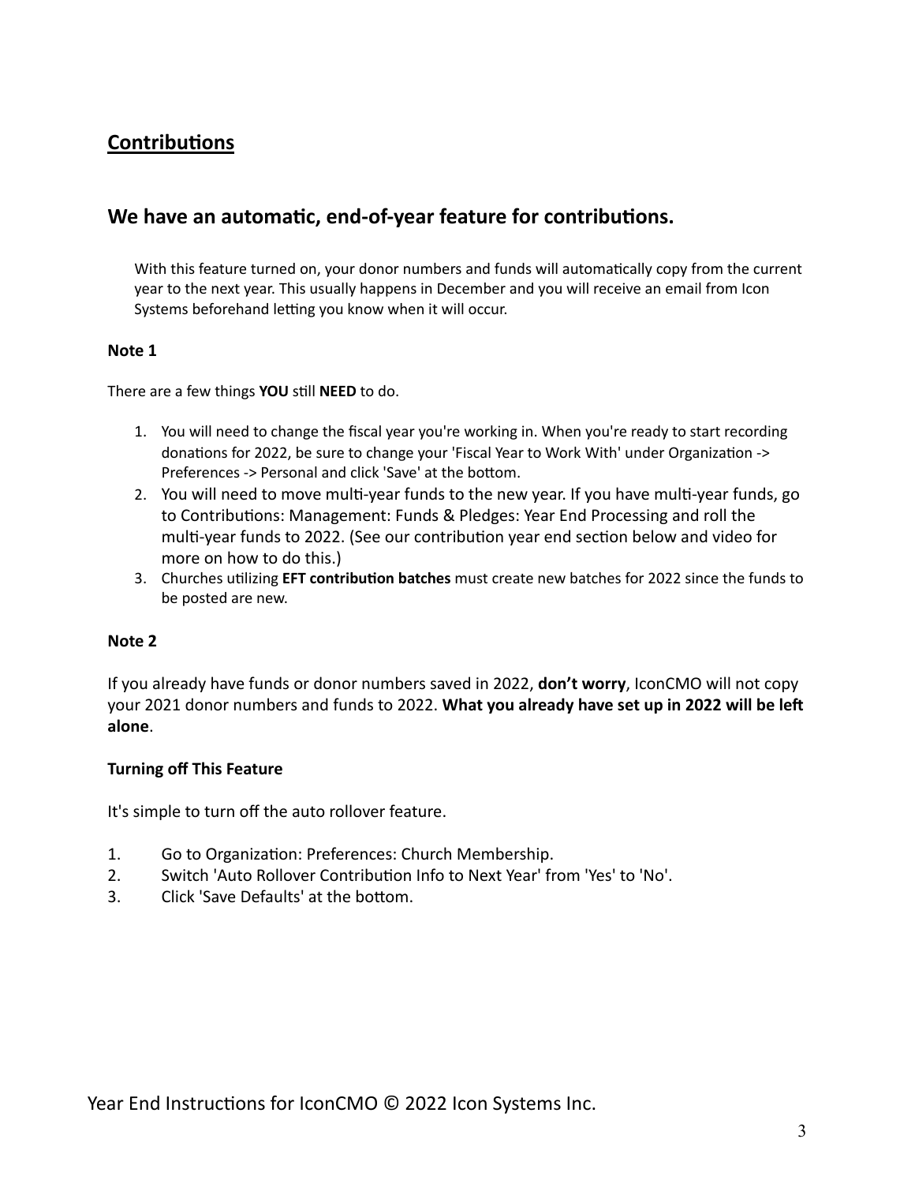# Contributions

## We have an automatic, end-of-year feature for contributions.

With this feature turned on, your donor numbers and funds will automatically copy from the current year to the next year. This usually happens in December and you will receive an email from Icon Systems beforehand letting you know when it will occur.

**Note 1**

There are a few things **YOU** still **NEED** to do.

1. You will need to change the fiscal year you're working in. When you're ready to start recording donations for 2022, be sure to change your 'Fiscal Year to Work With' under Organization -> Preferences -> Personal and click 'Save' at the bottom.
2. You will need to move multi-year funds to the new year. If you have multi-year funds, go to Contributions: Management: Funds & Pledges: Year End Processing and roll the multi-year funds to 2022. (See our contribution year end section below and video for more on how to do this.)
3. Churches utilizing **EFT contribution batches** must create new batches for 2022 since the funds to be posted are new.

**Note 2**

If you already have funds or donor numbers saved in 2022, **don't worry**, IconCMO will not copy your 2021 donor numbers and funds to 2022. **What you already have set up in 2022 will be left alone**.

**Turning off This Feature**

It's simple to turn off the auto rollover feature.

1. Go to Organization: Preferences: Church Membership.
2. Switch 'Auto Rollover Contribution Info to Next Year' from 'Yes' to 'No'.
3. Click 'Save Defaults' at the bottom.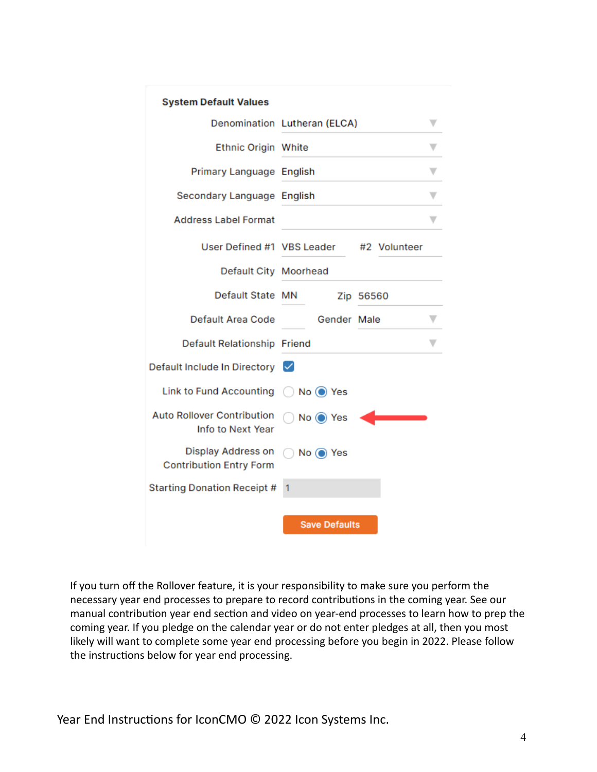**System Default Values**

| Field | Value |
| --- | --- |
| Denomination | Lutheran (ELCA) |
| Ethnic Origin | White |
| Primary Language | English |
| Secondary Language | English |
| Address Label Format | |
| User Defined #1 | VBS Leader |
| #2 | Volunteer |
| Default City | Moorhead |
| Default State | MN |
| Zip | 56560 |
| Default Area Code | |
| Gender | Male |
| Default Relationship | Friend |
| Default Include In Directory | ☑ |
| Link to Fund Accounting | ○ No ◉ Yes |
| Auto Rollover Contribution Info to Next Year | ○ No ◉ Yes |
| Display Address on Contribution Entry Form | ○ No ◉ Yes |
| Starting Donation Receipt # | 1 |

Save Defaults

If you turn off the Rollover feature, it is your responsibility to make sure you perform the necessary year end processes to prepare to record contributions in the coming year. See our manual contribution year end section and video on year-end processes to learn how to prep the coming year. If you pledge on the calendar year or do not enter pledges at all, then you most likely will want to complete some year end processing before you begin in 2022. Please follow the instructions below for year end processing.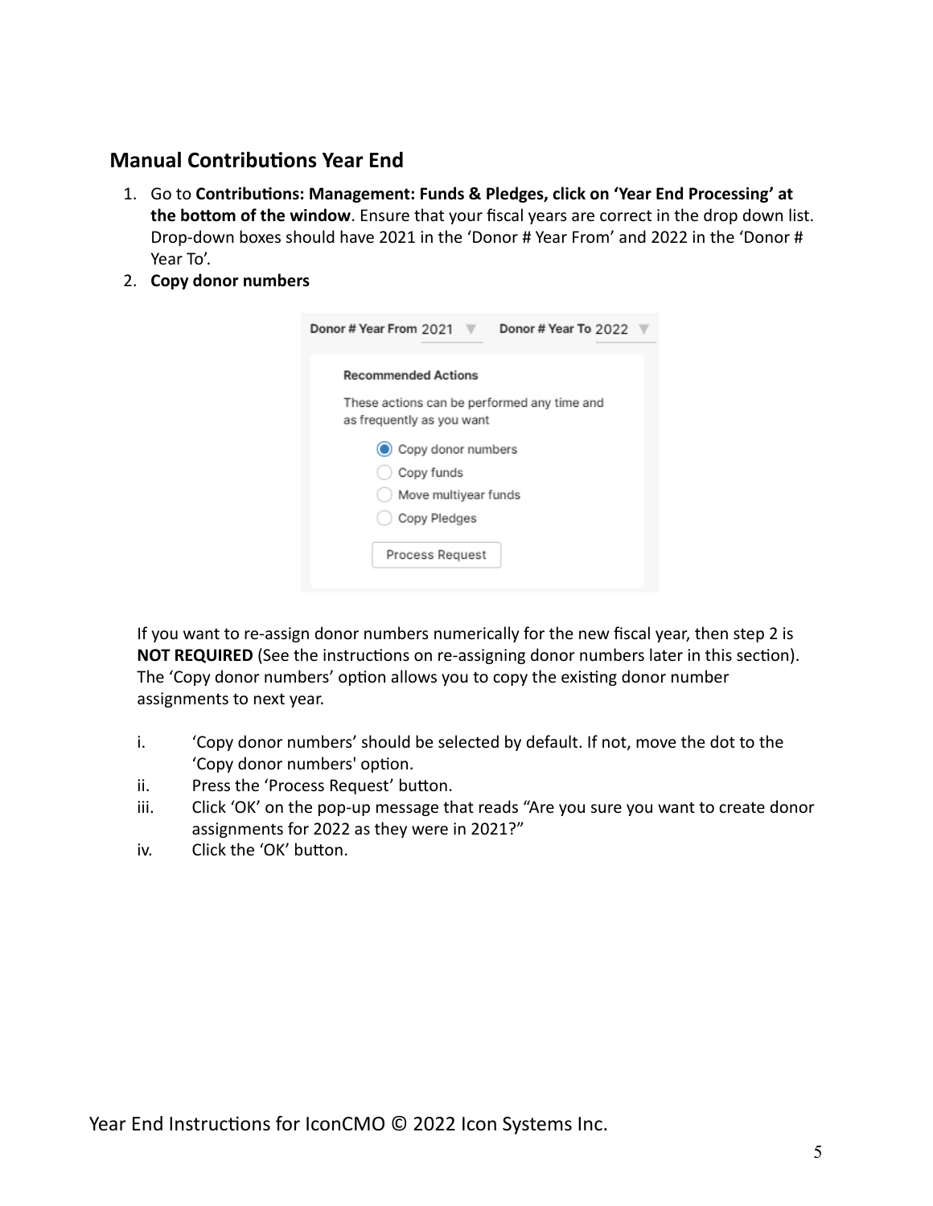## Manual Contributions Year End

1. Go to **Contributions: Management: Funds & Pledges, click on 'Year End Processing' at the bottom of the window**. Ensure that your fiscal years are correct in the drop down list. Drop-down boxes should have 2021 in the 'Donor # Year From' and 2022 in the 'Donor # Year To'.
2. **Copy donor numbers**

Donor # Year From 2021 Donor # Year To 2022

Recommended Actions

These actions can be performed any time and as frequently as you want

- (•) Copy donor numbers
- ( ) Copy funds
- ( ) Move multiyear funds
- ( ) Copy Pledges

Process Request

If you want to re-assign donor numbers numerically for the new fiscal year, then step 2 is **NOT REQUIRED** (See the instructions on re-assigning donor numbers later in this section). The 'Copy donor numbers' option allows you to copy the existing donor number assignments to next year.

i. 'Copy donor numbers' should be selected by default. If not, move the dot to the 'Copy donor numbers' option.
ii. Press the 'Process Request' button.
iii. Click 'OK' on the pop-up message that reads "Are you sure you want to create donor assignments for 2022 as they were in 2021?"
iv. Click the 'OK' button.

Year End Instructions for IconCMO © 2022 Icon Systems Inc.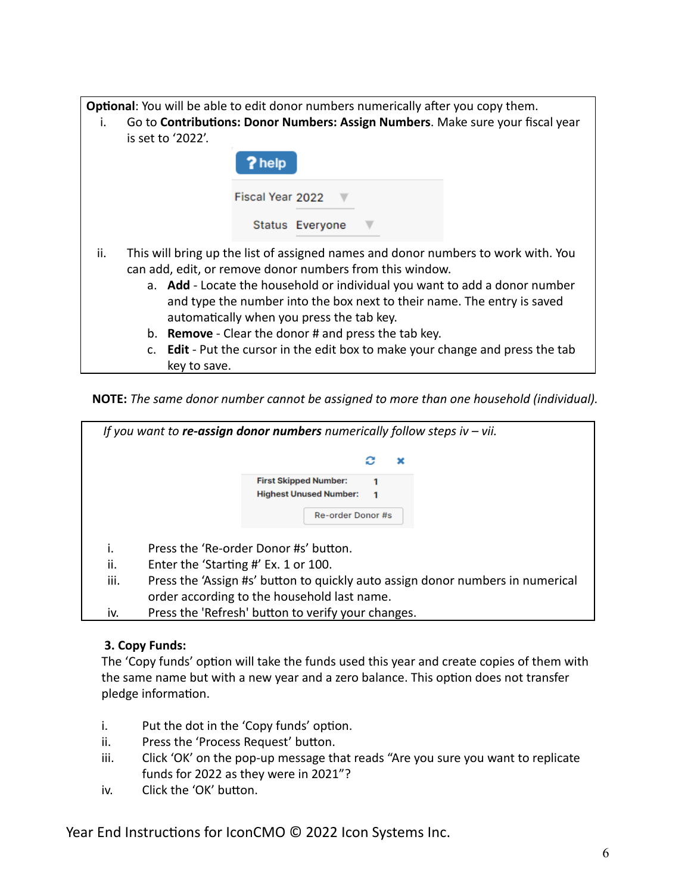**Optional**: You will be able to edit donor numbers numerically after you copy them.

i. Go to **Contributions: Donor Numbers: Assign Numbers**. Make sure your fiscal year is set to '2022'.

   ? help

   Fiscal Year 2022

   Status Everyone

ii. This will bring up the list of assigned names and donor numbers to work with. You can add, edit, or remove donor numbers from this window.
   a. **Add** - Locate the household or individual you want to add a donor number and type the number into the box next to their name. The entry is saved automatically when you press the tab key.
   b. **Remove** - Clear the donor # and press the tab key.
   c. **Edit** - Put the cursor in the edit box to make your change and press the tab key to save.

**NOTE:** *The same donor number cannot be assigned to more than one household (individual).*

*If you want to* ***re-assign donor numbers*** *numerically follow steps iv – vii.*

First Skipped Number: 1
Highest Unused Number: 1
Re-order Donor #s

i. Press the 'Re-order Donor #s' button.
ii. Enter the 'Starting #' Ex. 1 or 100.
iii. Press the 'Assign #s' button to quickly auto assign donor numbers in numerical order according to the household last name.
iv. Press the 'Refresh' button to verify your changes.

**3. Copy Funds:**

The 'Copy funds' option will take the funds used this year and create copies of them with the same name but with a new year and a zero balance. This option does not transfer pledge information.

i. Put the dot in the 'Copy funds' option.
ii. Press the 'Process Request' button.
iii. Click 'OK' on the pop-up message that reads "Are you sure you want to replicate funds for 2022 as they were in 2021"?
iv. Click the 'OK' button.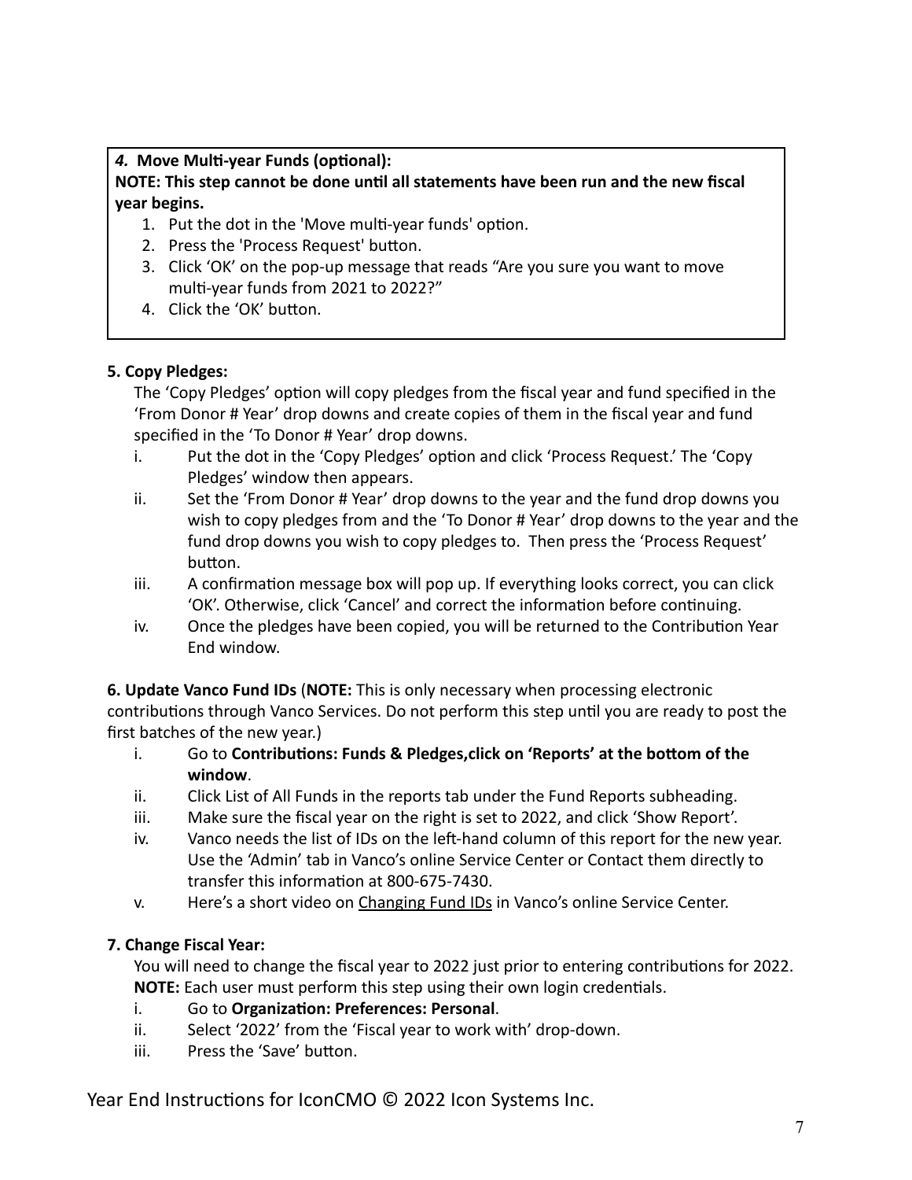***4.*** **Move Multi-year Funds (optional):**

**NOTE: This step cannot be done until all statements have been run and the new fiscal year begins.**

1. Put the dot in the 'Move multi-year funds' option.
2. Press the 'Process Request' button.
3. Click 'OK' on the pop-up message that reads "Are you sure you want to move multi-year funds from 2021 to 2022?"
4. Click the 'OK' button.

**5. Copy Pledges:**

The 'Copy Pledges' option will copy pledges from the fiscal year and fund specified in the 'From Donor # Year' drop downs and create copies of them in the fiscal year and fund specified in the 'To Donor # Year' drop downs.

i. Put the dot in the 'Copy Pledges' option and click 'Process Request.' The 'Copy Pledges' window then appears.

ii. Set the 'From Donor # Year' drop downs to the year and the fund drop downs you wish to copy pledges from and the 'To Donor # Year' drop downs to the year and the fund drop downs you wish to copy pledges to. Then press the 'Process Request' button.

iii. A confirmation message box will pop up. If everything looks correct, you can click 'OK'. Otherwise, click 'Cancel' and correct the information before continuing.

iv. Once the pledges have been copied, you will be returned to the Contribution Year End window.

**6. Update Vanco Fund IDs** (**NOTE:** This is only necessary when processing electronic contributions through Vanco Services. Do not perform this step until you are ready to post the first batches of the new year.)

i. Go to **Contributions: Funds & Pledges,click on 'Reports' at the bottom of the window**.

ii. Click List of All Funds in the reports tab under the Fund Reports subheading.

iii. Make sure the fiscal year on the right is set to 2022, and click 'Show Report'.

iv. Vanco needs the list of IDs on the left-hand column of this report for the new year. Use the 'Admin' tab in Vanco's online Service Center or Contact them directly to transfer this information at 800-675-7430.

v. Here's a short video on Changing Fund IDs in Vanco's online Service Center.

**7. Change Fiscal Year:**

You will need to change the fiscal year to 2022 just prior to entering contributions for 2022. **NOTE:** Each user must perform this step using their own login credentials.

i. Go to **Organization: Preferences: Personal**.

ii. Select '2022' from the 'Fiscal year to work with' drop-down.

iii. Press the 'Save' button.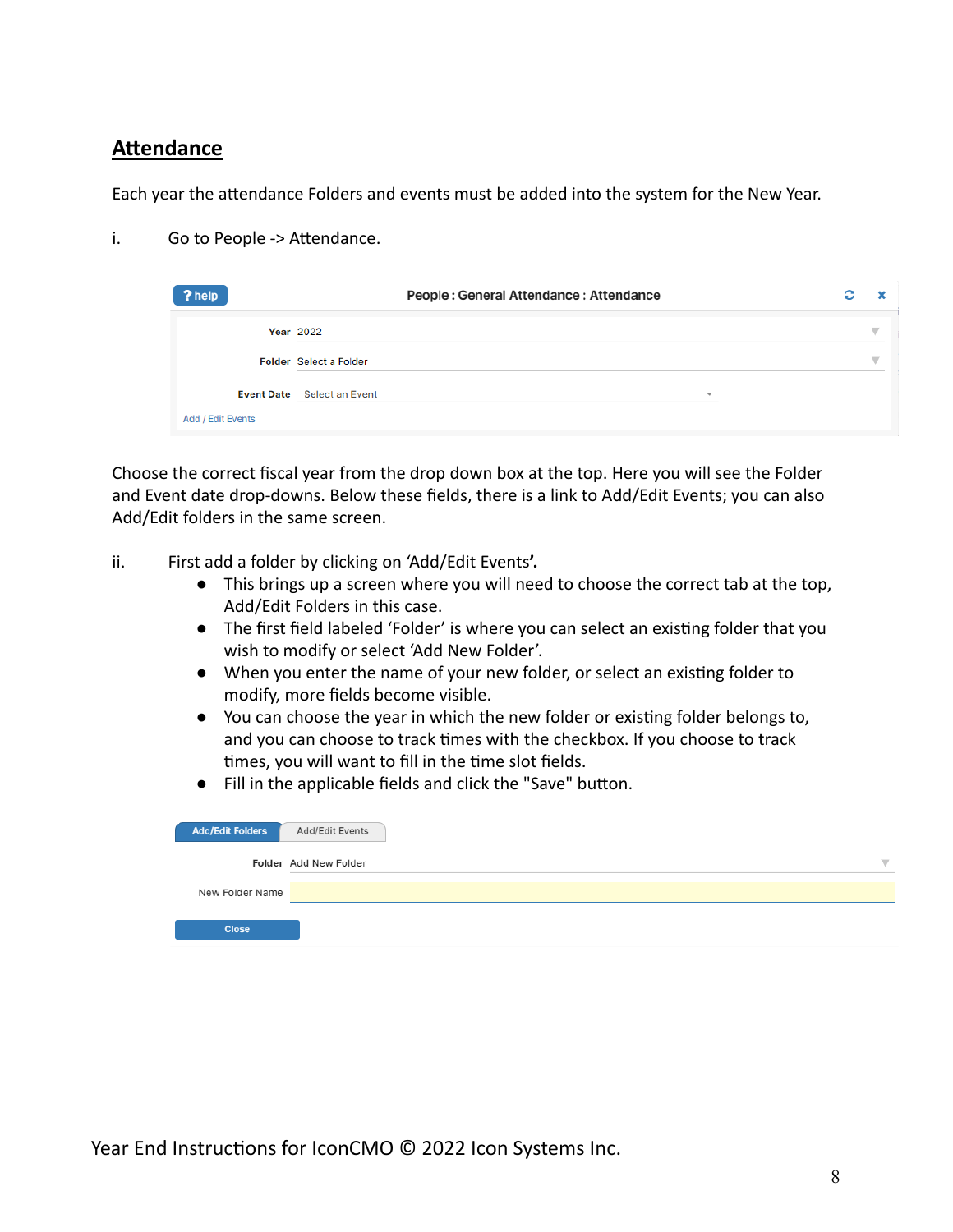## Attendance

Each year the attendance Folders and events must be added into the system for the New Year.

i. Go to People -> Attendance.

Choose the correct fiscal year from the drop down box at the top. Here you will see the Folder and Event date drop-downs. Below these fields, there is a link to Add/Edit Events; you can also Add/Edit folders in the same screen.

ii. First add a folder by clicking on 'Add/Edit Events**'.**

- This brings up a screen where you will need to choose the correct tab at the top, Add/Edit Folders in this case.
- The first field labeled 'Folder' is where you can select an existing folder that you wish to modify or select 'Add New Folder'.
- When you enter the name of your new folder, or select an existing folder to modify, more fields become visible.
- You can choose the year in which the new folder or existing folder belongs to, and you can choose to track times with the checkbox. If you choose to track times, you will want to fill in the time slot fields.
- Fill in the applicable fields and click the "Save" button.

Year End Instructions for IconCMO © 2022 Icon Systems Inc.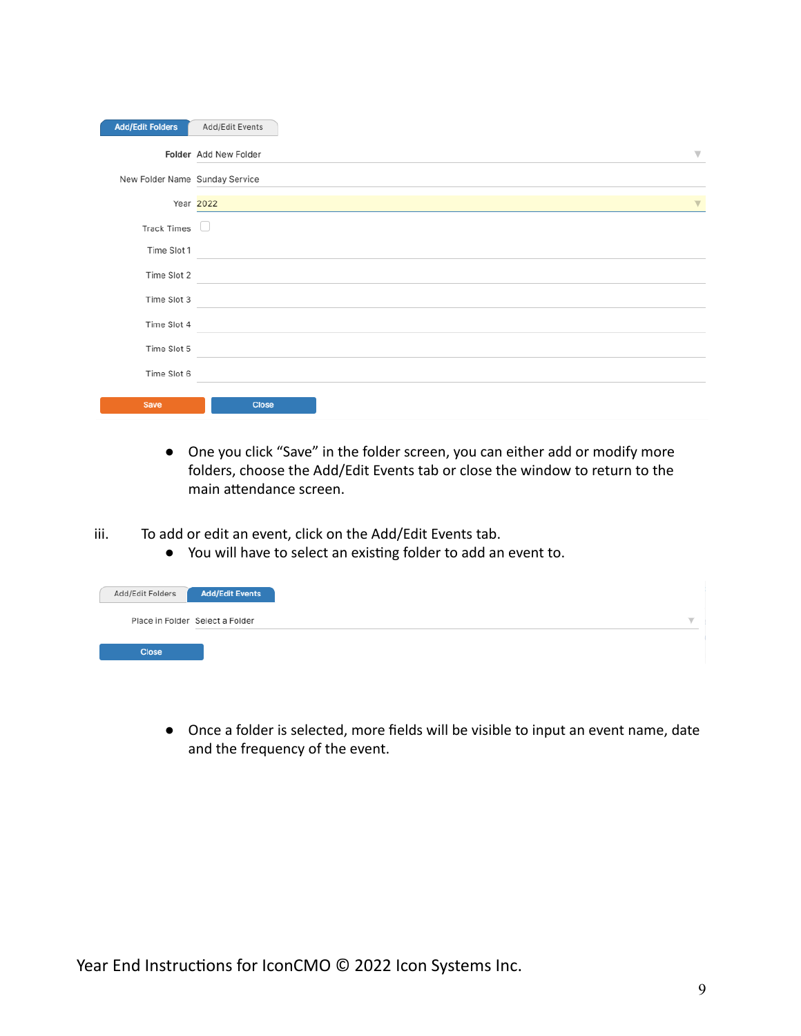Add/Edit Folders | Add/Edit Events

Folder: Add New Folder

New Folder Name: Sunday Service

Year: 2022

Track Times

Time Slot 1

Time Slot 2

Time Slot 3

Time Slot 4

Time Slot 5

Time Slot 6

Save | Close

- One you click "Save" in the folder screen, you can either add or modify more folders, choose the Add/Edit Events tab or close the window to return to the main attendance screen.

iii. To add or edit an event, click on the Add/Edit Events tab.
   - You will have to select an existing folder to add an event to.

Add/Edit Folders | Add/Edit Events

Place in Folder: Select a Folder

Close

- Once a folder is selected, more fields will be visible to input an event name, date and the frequency of the event.

Year End Instructions for IconCMO © 2022 Icon Systems Inc.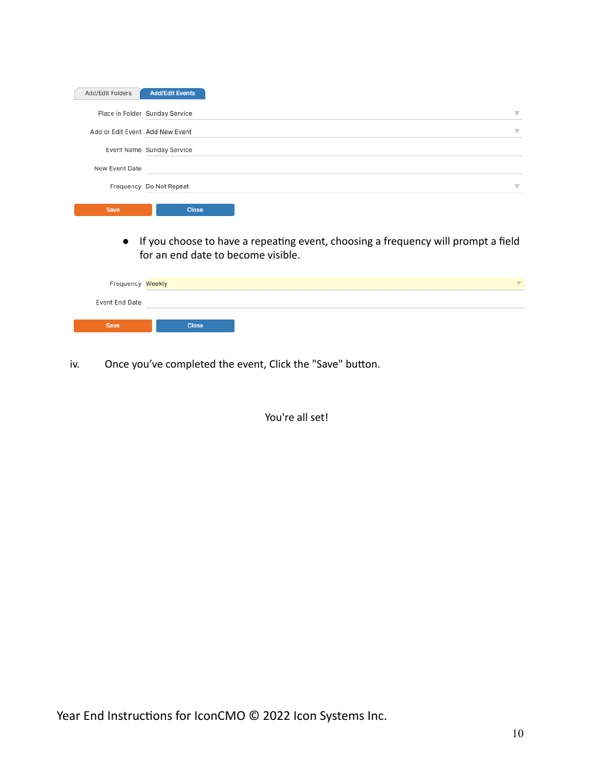Add/Edit Folders | Add/Edit Events

Place in Folder: Sunday Service

Add or Edit Event: Add New Event

Event Name: Sunday Service

New Event Date:

Frequency: Do Not Repeat

Save | Close

- If you choose to have a repeating event, choosing a frequency will prompt a field for an end date to become visible.

Frequency: Weekly

Event End Date:

Save | Close

iv. Once you've completed the event, Click the "Save" button.

You're all set!

Year End Instructions for IconCMO © 2022 Icon Systems Inc.